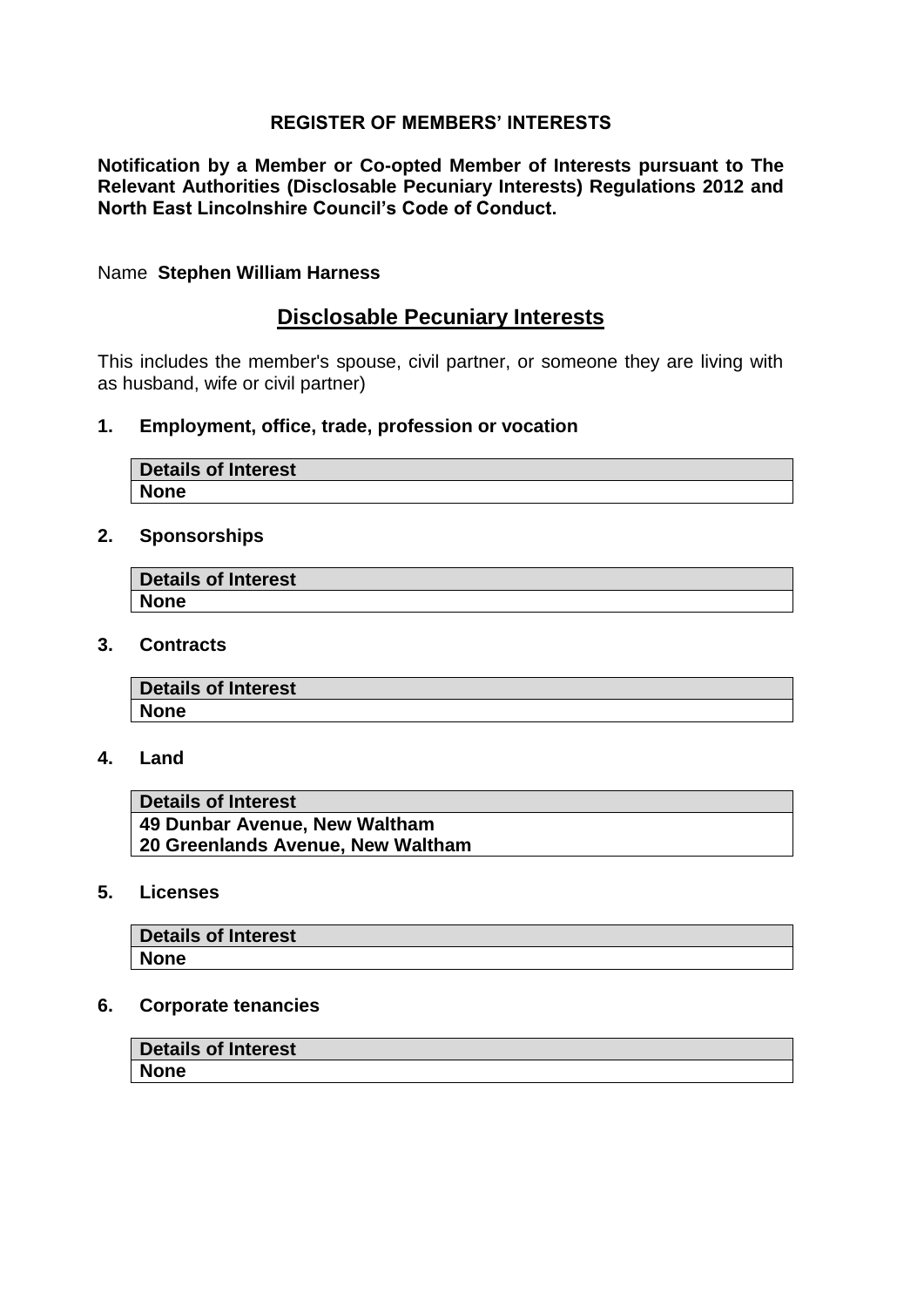# REGISTER OF MEMBERS' INTERESTS

**Notification by a Member or Co-opted Member of Interests pursuant to The Relevant Authorities (Disclosable Pecuniary Interests) Regulations 2012 and North East Lincolnshire Council's Code of Conduct.**

Name **Stephen William Harness**

## Disclosable Pecuniary Interests

This includes the member's spouse, civil partner, or someone they are living with as husband, wife or civil partner)

### 1. Employment, office, trade, profession or vocation

| Details of Interest |
|---|
| **None** |

### 2. Sponsorships

| Details of Interest |
|---|
| **None** |

### 3. Contracts

| Details of Interest |
|---|
| **None** |

### 4. Land

| Details of Interest |
|---|
| **49 Dunbar Avenue, New Waltham**<br>**20 Greenlands Avenue, New Waltham** |

### 5. Licenses

| Details of Interest |
|---|
| **None** |

### 6. Corporate tenancies

| Details of Interest |
|---|
| **None** |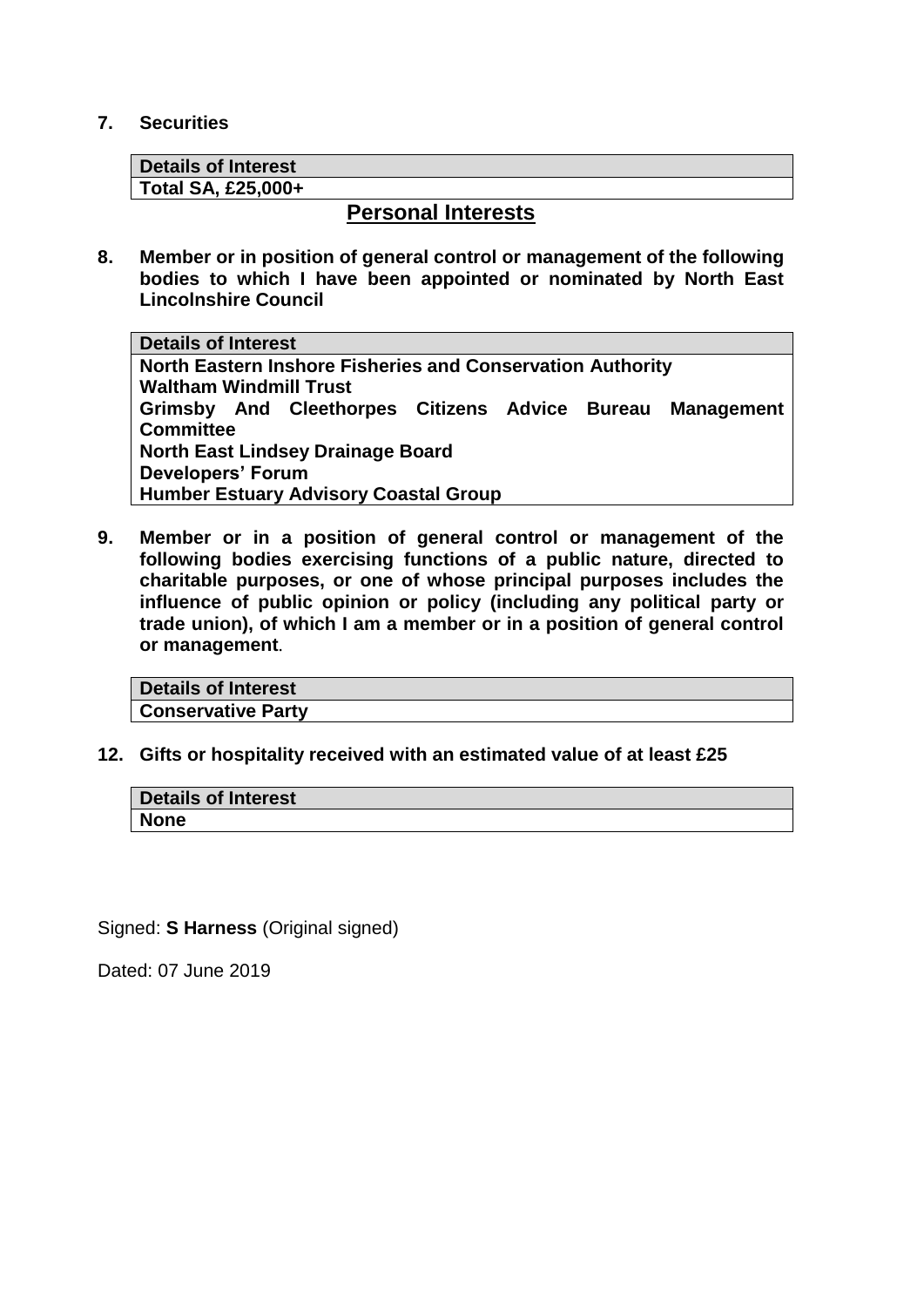**7. Securities**

| **Details of Interest** |
|---|
| **Total SA, £25,000+** |

## Personal Interests

**8. Member or in position of general control or management of the following bodies to which I have been appointed or nominated by North East Lincolnshire Council**

| **Details of Interest** |
|---|
| **North Eastern Inshore Fisheries and Conservation Authority**<br>**Waltham Windmill Trust**<br>**Grimsby And Cleethorpes Citizens Advice Bureau Management Committee**<br>**North East Lindsey Drainage Board**<br>**Developers' Forum**<br>**Humber Estuary Advisory Coastal Group** |

**9. Member or in a position of general control or management of the following bodies exercising functions of a public nature, directed to charitable purposes, or one of whose principal purposes includes the influence of public opinion or policy (including any political party or trade union), of which I am a member or in a position of general control or management.**

| **Details of Interest** |
|---|
| **Conservative Party** |

**12. Gifts or hospitality received with an estimated value of at least £25**

| **Details of Interest** |
|---|
| **None** |

Signed: **S Harness** (Original signed)

Dated: 07 June 2019